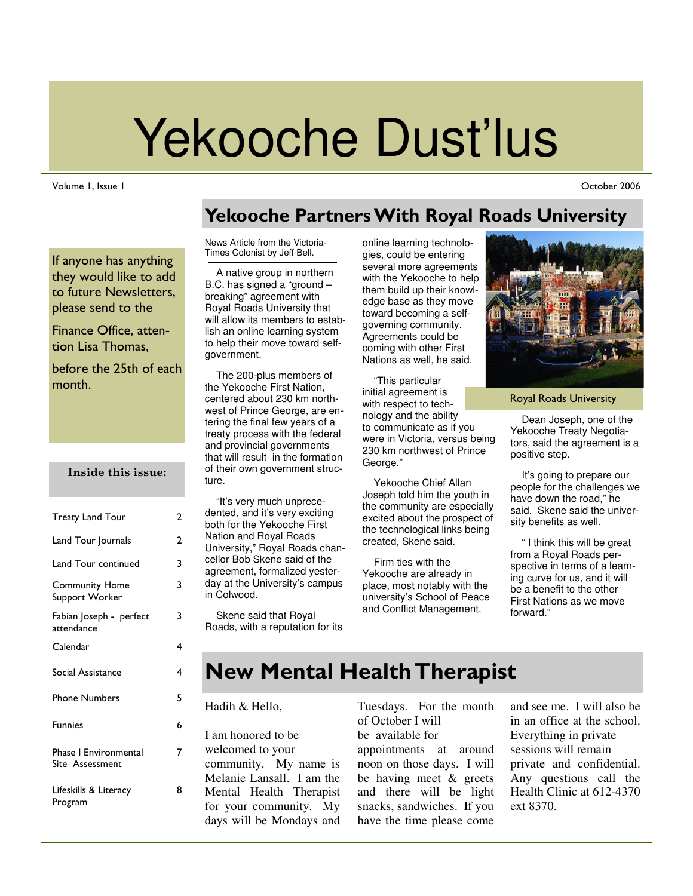# Yekooche Dust'lus

Volume 1, Issue 1 — October 2006

If anyone has anything they would like to add to future Newsletters, please send to the Finance Office, attention Lisa Thomas, before the 25th of each month.

**Inside this issue:**

| | |
|---|---|
| Treaty Land Tour | 2 |
| Land Tour Journals | 2 |
| Land Tour continued | 3 |
| Community Home Support Worker | 3 |
| Fabian Joseph - perfect attendance | 3 |
| Calendar | 4 |
| Social Assistance | 4 |
| Phone Numbers | 5 |
| Funnies | 6 |
| Phase I Environmental Site Assessment | 7 |
| Lifeskills & Literacy Program | 8 |

## Yekooche Partners With Royal Roads University

News Article from the Victoria-Times Colonist by Jeff Bell.

A native group in northern B.C. has signed a "ground – breaking" agreement with Royal Roads University that will allow its members to establish an online learning system to help their move toward self-government.

The 200-plus members of the Yekooche First Nation, centered about 230 km northwest of Prince George, are entering the final few years of a treaty process with the federal and provincial governments that will result in the formation of their own government structure.

"It's very much unprecedented, and it's very exciting both for the Yekooche First Nation and Royal Roads University," Royal Roads chancellor Bob Skene said of the agreement, formalized yesterday at the University's campus in Colwood.

Skene said that Royal Roads, with a reputation for its online learning technologies, could be entering several more agreements with the Yekooche to help them build up their knowledge base as they move toward becoming a self-governing community. Agreements could be coming with other First Nations as well, he said.

"This particular initial agreement is with respect to technology and the ability to communicate as if you were in Victoria, versus being 230 km northwest of Prince George."

Yekooche Chief Allan Joseph told him the youth in the community are especially excited about the prospect of the technological links being created, Skene said.

Firm ties with the Yekooche are already in place, most notably with the university's School of Peace and Conflict Management.

Royal Roads University

Dean Joseph, one of the Yekooche Treaty Negotiators, said the agreement is a positive step.

It's going to prepare our people for the challenges we have down the road," he said. Skene said the university benefits as well.

" I think this will be great from a Royal Roads perspective in terms of a learning curve for us, and it will be a benefit to the other First Nations as we move forward."

## New Mental Health Therapist

Hadih & Hello,

I am honored to be welcomed to your community. My name is Melanie Lansall. I am the Mental Health Therapist for your community. My days will be Mondays and Tuesdays. For the month of October I will be available for appointments at around noon on those days. I will be having meet & greets and there will be light snacks, sandwiches. If you have the time please come and see me. I will also be in an office at the school. Everything in private sessions will remain private and confidential. Any questions call the Health Clinic at 612-4370 ext 8370.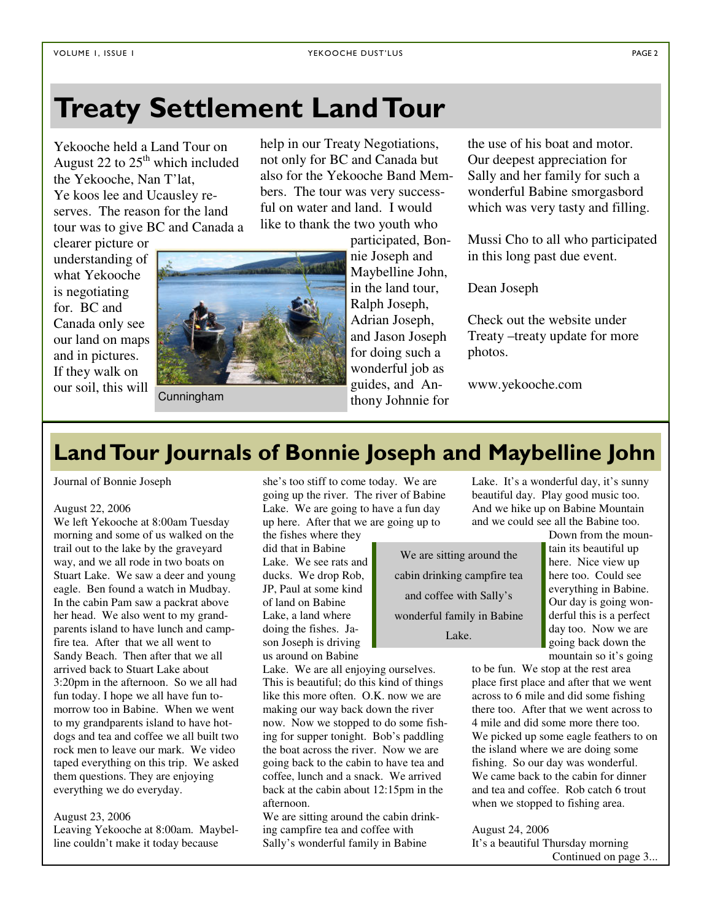# Treaty Settlement Land Tour

Yekooche held a Land Tour on August 22 to 25th which included the Yekooche, Nan T'lat, Ye koos lee and Ucausley reserves. The reason for the land tour was to give BC and Canada a clearer picture or understanding of what Yekooche is negotiating for. BC and Canada only see our land on maps and in pictures. If they walk on our soil, this will help in our Treaty Negotiations, not only for BC and Canada but also for the Yekooche Band Members. The tour was very successful on water and land. I would like to thank the two youth who participated, Bonnie Joseph and Maybelline John, in the land tour, Ralph Joseph, Adrian Joseph, and Jason Joseph for doing such a wonderful job as guides, and Anthony Johnnie for the use of his boat and motor. Our deepest appreciation for Sally and her family for such a wonderful Babine smorgasbord which was very tasty and filling.

Cunningham

Mussi Cho to all who participated in this long past due event.

Dean Joseph

Check out the website under Treaty –treaty update for more photos.

www.yekooche.com

# Land Tour Journals of Bonnie Joseph and Maybelline John

Journal of Bonnie Joseph

August 22, 2006

We left Yekooche at 8:00am Tuesday morning and some of us walked on the trail out to the lake by the graveyard way, and we all rode in two boats on Stuart Lake. We saw a deer and young eagle. Ben found a watch in Mudbay. In the cabin Pam saw a packrat above her head. We also went to my grandparents island to have lunch and campfire tea. After that we all went to Sandy Beach. Then after that we all arrived back to Stuart Lake about 3:20pm in the afternoon. So we all had fun today. I hope we all have fun tomorrow too in Babine. When we went to my grandparents island to have hotdogs and tea and coffee we all built two rock men to leave our mark. We video taped everything on this trip. We asked them questions. They are enjoying everything we do everyday.

August 23, 2006

Leaving Yekooche at 8:00am. Maybelline couldn't make it today because she's too stiff to come today. We are going up the river. The river of Babine Lake. We are going to have a fun day up here. After that we are going up to the fishes where they did that in Babine Lake. We see rats and ducks. We drop Rob, JP, Paul at some kind of land on Babine Lake, a land where doing the fishes. Jason Joseph is driving us around on Babine Lake. We are all enjoying ourselves. This is beautiful; do this kind of things like this more often. O.K. now we are making our way back down the river now. Now we stopped to do some fishing for supper tonight. Bob's paddling the boat across the river. Now we are going back to the cabin to have tea and coffee, lunch and a snack. We arrived back at the cabin about 12:15pm in the afternoon.

We are sitting around the cabin drinking campfire tea and coffee with Sally's wonderful family in Babine Lake. It's a wonderful day, it's sunny beautiful day. Play good music too. And we hike up on Babine Mountain and we could see all the Babine too. Down from the mountain its beautiful up here. Nice view up here too. Could see everything in Babine. Our day is going wonderful this is a perfect day too. Now we are going back down the mountain so it's going to be fun. We stop at the rest area place first place and after that we went across to 6 mile and did some fishing there too. After that we went across to 4 mile and did some more there too. We picked up some eagle feathers to on the island where we are doing some fishing. So our day was wonderful. We came back to the cabin for dinner and tea and coffee. Rob catch 6 trout when we stopped to fishing area.

> We are sitting around the cabin drinking campfire tea and coffee with Sally's wonderful family in Babine Lake.

August 24, 2006

It's a beautiful Thursday morning

Continued on page 3...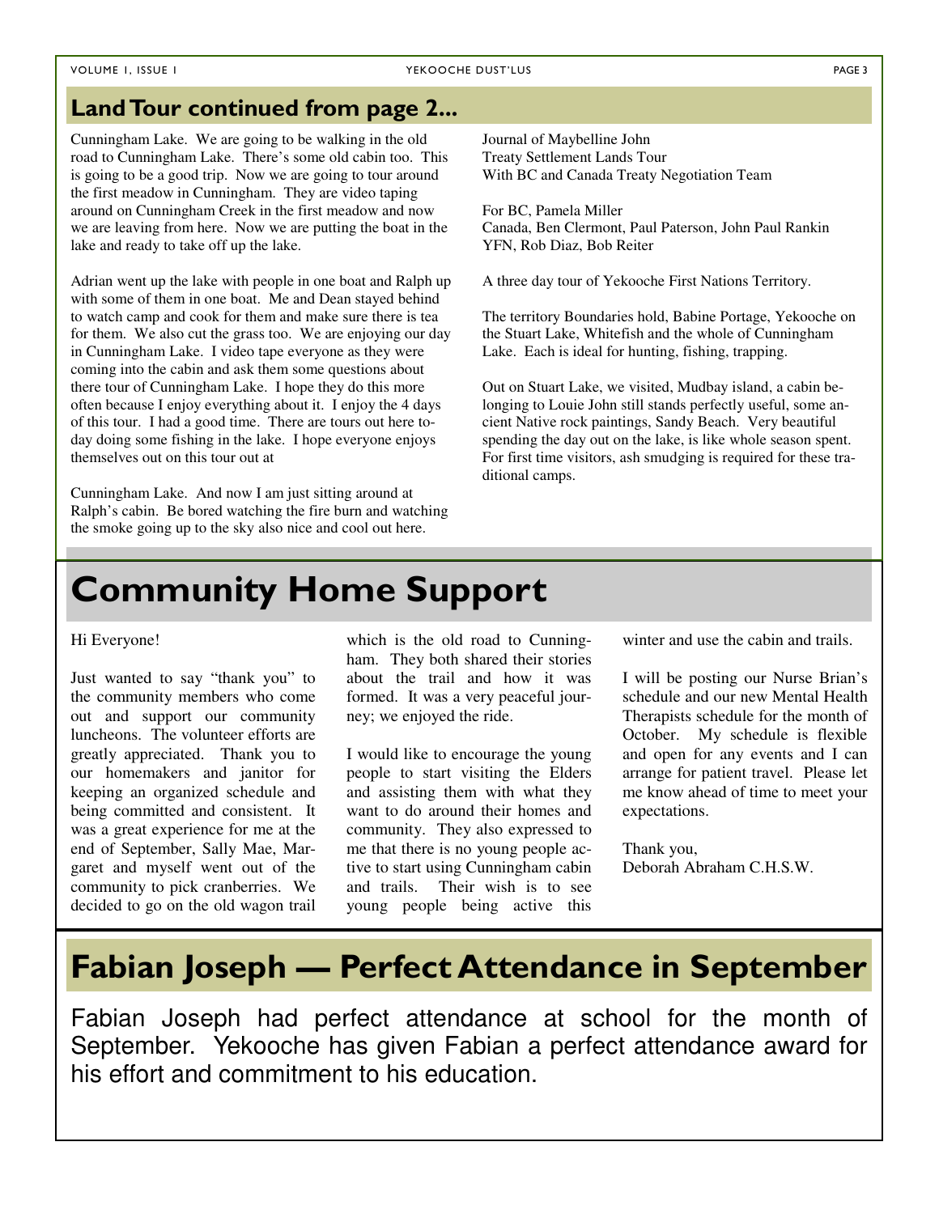## Land Tour continued from page 2...

Cunningham Lake. We are going to be walking in the old road to Cunningham Lake. There's some old cabin too. This is going to be a good trip. Now we are going to tour around the first meadow in Cunningham. They are video taping around on Cunningham Creek in the first meadow and now we are leaving from here. Now we are putting the boat in the lake and ready to take off up the lake.

Adrian went up the lake with people in one boat and Ralph up with some of them in one boat. Me and Dean stayed behind to watch camp and cook for them and make sure there is tea for them. We also cut the grass too. We are enjoying our day in Cunningham Lake. I video tape everyone as they were coming into the cabin and ask them some questions about there tour of Cunningham Lake. I hope they do this more often because I enjoy everything about it. I enjoy the 4 days of this tour. I had a good time. There are tours out here today doing some fishing in the lake. I hope everyone enjoys themselves out on this tour out at

Cunningham Lake. And now I am just sitting around at Ralph's cabin. Be bored watching the fire burn and watching the smoke going up to the sky also nice and cool out here.

Journal of Maybelline John
Treaty Settlement Lands Tour
With BC and Canada Treaty Negotiation Team

For BC, Pamela Miller
Canada, Ben Clermont, Paul Paterson, John Paul Rankin
YFN, Rob Diaz, Bob Reiter

A three day tour of Yekooche First Nations Territory.

The territory Boundaries hold, Babine Portage, Yekooche on the Stuart Lake, Whitefish and the whole of Cunningham Lake. Each is ideal for hunting, fishing, trapping.

Out on Stuart Lake, we visited, Mudbay island, a cabin belonging to Louie John still stands perfectly useful, some ancient Native rock paintings, Sandy Beach. Very beautiful spending the day out on the lake, is like whole season spent. For first time visitors, ash smudging is required for these traditional camps.

# Community Home Support

Hi Everyone!

Just wanted to say "thank you" to the community members who come out and support our community luncheons. The volunteer efforts are greatly appreciated. Thank you to our homemakers and janitor for keeping an organized schedule and being committed and consistent. It was a great experience for me at the end of September, Sally Mae, Margaret and myself went out of the community to pick cranberries. We decided to go on the old wagon trail which is the old road to Cunningham. They both shared their stories about the trail and how it was formed. It was a very peaceful journey; we enjoyed the ride.

I would like to encourage the young people to start visiting the Elders and assisting them with what they want to do around their homes and community. They also expressed to me that there is no young people active to start using Cunningham cabin and trails. Their wish is to see young people being active this winter and use the cabin and trails.

I will be posting our Nurse Brian's schedule and our new Mental Health Therapists schedule for the month of October. My schedule is flexible and open for any events and I can arrange for patient travel. Please let me know ahead of time to meet your expectations.

Thank you,
Deborah Abraham C.H.S.W.

# Fabian Joseph — Perfect Attendance in September

Fabian Joseph had perfect attendance at school for the month of September. Yekooche has given Fabian a perfect attendance award for his effort and commitment to his education.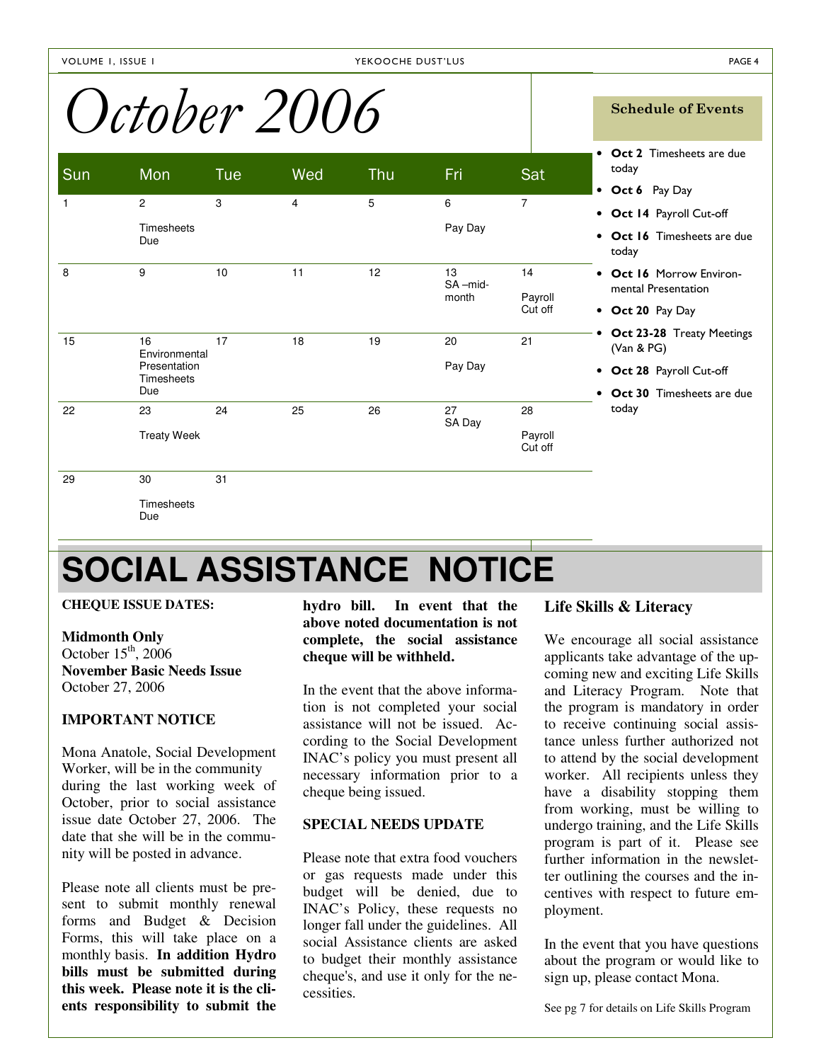# October 2006

| Sun | Mon | Tue | Wed | Thu | Fri | Sat |
|---|---|---|---|---|---|---|
| 1 | 2<br>Timesheets Due | 3 | 4 | 5 | 6<br>Pay Day | 7 |
| 8 | 9 | 10 | 11 | 12 | 13<br>SA –mid-month | 14<br>Payroll Cut off |
| 15 | 16<br>Environmental Presentation<br>Timesheets Due | 17 | 18 | 19 | 20<br>Pay Day | 21 |
| 22 | 23<br>Treaty Week | 24 | 25 | 26 | 27<br>SA Day | 28<br>Payroll Cut off |
| 29 | 30<br>Timesheets Due | 31 | | | | |

### Schedule of Events

- **Oct 2** Timesheets are due today
- **Oct 6** Pay Day
- **Oct 14** Payroll Cut-off
- **Oct 16** Timesheets are due today
- **Oct 16** Morrow Environmental Presentation
- **Oct 20** Pay Day
- **Oct 23-28** Treaty Meetings (Van & PG)
- **Oct 28** Payroll Cut-off
- **Oct 30** Timesheets are due today

# SOCIAL ASSISTANCE NOTICE

**CHEQUE ISSUE DATES:**

**Midmonth Only**
October 15th, 2006
**November Basic Needs Issue**
October 27, 2006

**IMPORTANT NOTICE**

Mona Anatole, Social Development Worker, will be in the community during the last working week of October, prior to social assistance issue date October 27, 2006. The date that she will be in the community will be posted in advance.

Please note all clients must be present to submit monthly renewal forms and Budget & Decision Forms, this will take place on a monthly basis. **In addition Hydro bills must be submitted during this week. Please note it is the clients responsibility to submit the hydro bill. In event that the above noted documentation is not complete, the social assistance cheque will be withheld.**

In the event that the above information is not completed your social assistance will not be issued. According to the Social Development INAC's policy you must present all necessary information prior to a cheque being issued.

**SPECIAL NEEDS UPDATE**

Please note that extra food vouchers or gas requests made under this budget will be denied, due to INAC's Policy, these requests no longer fall under the guidelines. All social Assistance clients are asked to budget their monthly assistance cheque's, and use it only for the necessities.

### Life Skills & Literacy

We encourage all social assistance applicants take advantage of the upcoming new and exciting Life Skills and Literacy Program. Note that the program is mandatory in order to receive continuing social assistance unless further authorized not to attend by the social development worker. All recipients unless they have a disability stopping them from working, must be willing to undergo training, and the Life Skills program is part of it. Please see further information in the newsletter outlining the courses and the incentives with respect to future employment.

In the event that you have questions about the program or would like to sign up, please contact Mona.

See pg 7 for details on Life Skills Program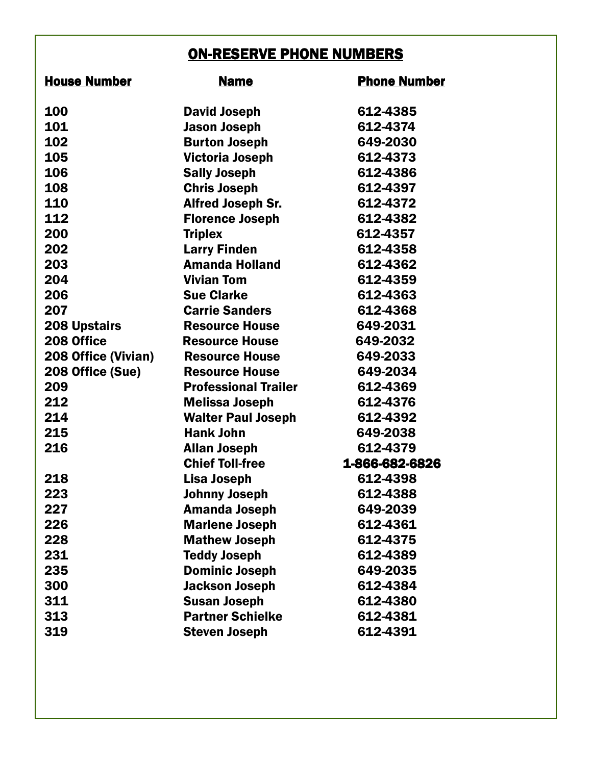# ON-RESERVE PHONE NUMBERS

| House Number | Name | Phone Number |
|---|---|---|
| 100 | David Joseph | 612-4385 |
| 101 | Jason Joseph | 612-4374 |
| 102 | Burton Joseph | 649-2030 |
| 105 | Victoria Joseph | 612-4373 |
| 106 | Sally Joseph | 612-4386 |
| 108 | Chris Joseph | 612-4397 |
| 110 | Alfred Joseph Sr. | 612-4372 |
| 112 | Florence Joseph | 612-4382 |
| 200 | Triplex | 612-4357 |
| 202 | Larry Finden | 612-4358 |
| 203 | Amanda Holland | 612-4362 |
| 204 | Vivian Tom | 612-4359 |
| 206 | Sue Clarke | 612-4363 |
| 207 | Carrie Sanders | 612-4368 |
| 208 Upstairs | Resource House | 649-2031 |
| 208 Office | Resource House | 649-2032 |
| 208 Office (Vivian) | Resource House | 649-2033 |
| 208 Office (Sue) | Resource House | 649-2034 |
| 209 | Professional Trailer | 612-4369 |
| 212 | Melissa Joseph | 612-4376 |
| 214 | Walter Paul Joseph | 612-4392 |
| 215 | Hank John | 649-2038 |
| 216 | Allan Joseph | 612-4379 |
| | Chief Toll-free | 1-866-682-6826 |
| 218 | Lisa Joseph | 612-4398 |
| 223 | Johnny Joseph | 612-4388 |
| 227 | Amanda Joseph | 649-2039 |
| 226 | Marlene Joseph | 612-4361 |
| 228 | Mathew Joseph | 612-4375 |
| 231 | Teddy Joseph | 612-4389 |
| 235 | Dominic Joseph | 649-2035 |
| 300 | Jackson Joseph | 612-4384 |
| 311 | Susan Joseph | 612-4380 |
| 313 | Partner Schielke | 612-4381 |
| 319 | Steven Joseph | 612-4391 |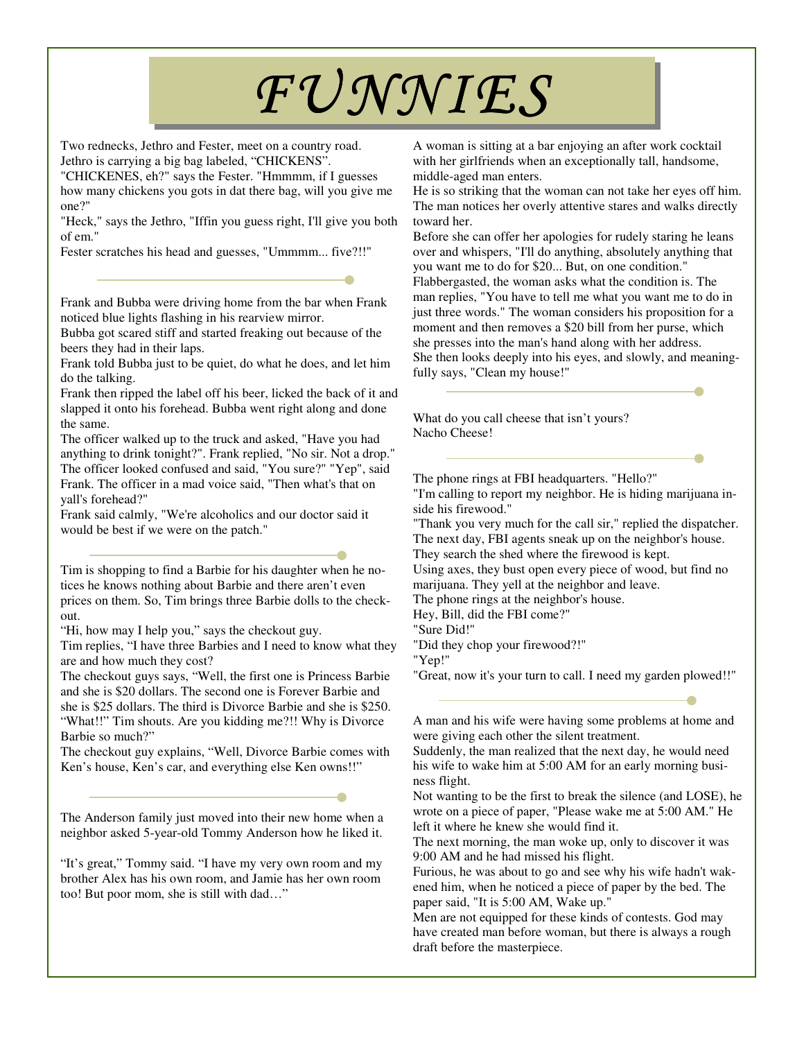# *FUNNIES*

Two rednecks, Jethro and Fester, meet on a country road. Jethro is carrying a big bag labeled, "CHICKENS".
"CHICKENES, eh?" says the Fester. "Hmmmm, if I guesses how many chickens you gots in dat there bag, will you give me one?"
"Heck," says the Jethro, "Iffin you guess right, I'll give you both of em."
Fester scratches his head and guesses, "Ummmm... five?!!"

---

Frank and Bubba were driving home from the bar when Frank noticed blue lights flashing in his rearview mirror.
Bubba got scared stiff and started freaking out because of the beers they had in their laps.
Frank told Bubba just to be quiet, do what he does, and let him do the talking.
Frank then ripped the label off his beer, licked the back of it and slapped it onto his forehead. Bubba went right along and done the same.
The officer walked up to the truck and asked, "Have you had anything to drink tonight?". Frank replied, "No sir. Not a drop." The officer looked confused and said, "You sure?" "Yep", said Frank. The officer in a mad voice said, "Then what's that on yall's forehead?"
Frank said calmly, "We're alcoholics and our doctor said it would be best if we were on the patch."

---

Tim is shopping to find a Barbie for his daughter when he notices he knows nothing about Barbie and there aren't even prices on them. So, Tim brings three Barbie dolls to the checkout.
"Hi, how may I help you," says the checkout guy.
Tim replies, "I have three Barbies and I need to know what they are and how much they cost?
The checkout guys says, "Well, the first one is Princess Barbie and she is $20 dollars. The second one is Forever Barbie and she is $25 dollars. The third is Divorce Barbie and she is $250.
"What!!" Tim shouts. Are you kidding me?!! Why is Divorce Barbie so much?"
The checkout guy explains, "Well, Divorce Barbie comes with Ken's house, Ken's car, and everything else Ken owns!!"

---

The Anderson family just moved into their new home when a neighbor asked 5-year-old Tommy Anderson how he liked it.

"It's great," Tommy said. "I have my very own room and my brother Alex has his own room, and Jamie has her own room too! But poor mom, she is still with dad…"

---

A woman is sitting at a bar enjoying an after work cocktail with her girlfriends when an exceptionally tall, handsome, middle-aged man enters.
He is so striking that the woman can not take her eyes off him. The man notices her overly attentive stares and walks directly toward her.
Before she can offer her apologies for rudely staring he leans over and whispers, "I'll do anything, absolutely anything that you want me to do for $20... But, on one condition."
Flabbergasted, the woman asks what the condition is. The man replies, "You have to tell me what you want me to do in just three words." The woman considers his proposition for a moment and then removes a $20 bill from her purse, which she presses into the man's hand along with her address.
She then looks deeply into his eyes, and slowly, and meaningfully says, "Clean my house!"

---

What do you call cheese that isn't yours?
Nacho Cheese!

---

The phone rings at FBI headquarters. "Hello?"
"I'm calling to report my neighbor. He is hiding marijuana inside his firewood."
"Thank you very much for the call sir," replied the dispatcher.
The next day, FBI agents sneak up on the neighbor's house.
They search the shed where the firewood is kept.
Using axes, they bust open every piece of wood, but find no marijuana. They yell at the neighbor and leave.
The phone rings at the neighbor's house.
Hey, Bill, did the FBI come?"
"Sure Did!"
"Did they chop your firewood?!"
"Yep!"
"Great, now it's your turn to call. I need my garden plowed!!"

---

A man and his wife were having some problems at home and were giving each other the silent treatment.
Suddenly, the man realized that the next day, he would need his wife to wake him at 5:00 AM for an early morning business flight.
Not wanting to be the first to break the silence (and LOSE), he wrote on a piece of paper, "Please wake me at 5:00 AM." He left it where he knew she would find it.
The next morning, the man woke up, only to discover it was 9:00 AM and he had missed his flight.
Furious, he was about to go and see why his wife hadn't wakened him, when he noticed a piece of paper by the bed. The paper said, "It is 5:00 AM, Wake up."
Men are not equipped for these kinds of contests. God may have created man before woman, but there is always a rough draft before the masterpiece.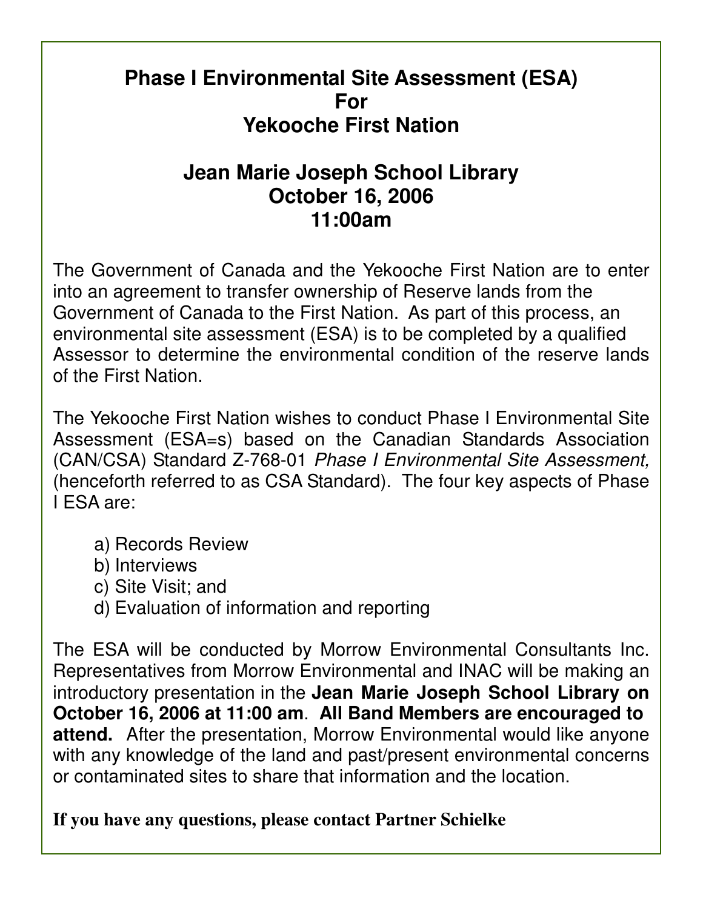# Phase I Environmental Site Assessment (ESA) For Yekooche First Nation

## Jean Marie Joseph School Library
## October 16, 2006
## 11:00am

The Government of Canada and the Yekooche First Nation are to enter into an agreement to transfer ownership of Reserve lands from the Government of Canada to the First Nation. As part of this process, an environmental site assessment (ESA) is to be completed by a qualified Assessor to determine the environmental condition of the reserve lands of the First Nation.

The Yekooche First Nation wishes to conduct Phase I Environmental Site Assessment (ESA=s) based on the Canadian Standards Association (CAN/CSA) Standard Z-768-01 *Phase I Environmental Site Assessment,* (henceforth referred to as CSA Standard). The four key aspects of Phase I ESA are:

a) Records Review
b) Interviews
c) Site Visit; and
d) Evaluation of information and reporting

The ESA will be conducted by Morrow Environmental Consultants Inc. Representatives from Morrow Environmental and INAC will be making an introductory presentation in the **Jean Marie Joseph School Library on October 16, 2006 at 11:00 am**. **All Band Members are encouraged to attend.** After the presentation, Morrow Environmental would like anyone with any knowledge of the land and past/present environmental concerns or contaminated sites to share that information and the location.

**If you have any questions, please contact Partner Schielke**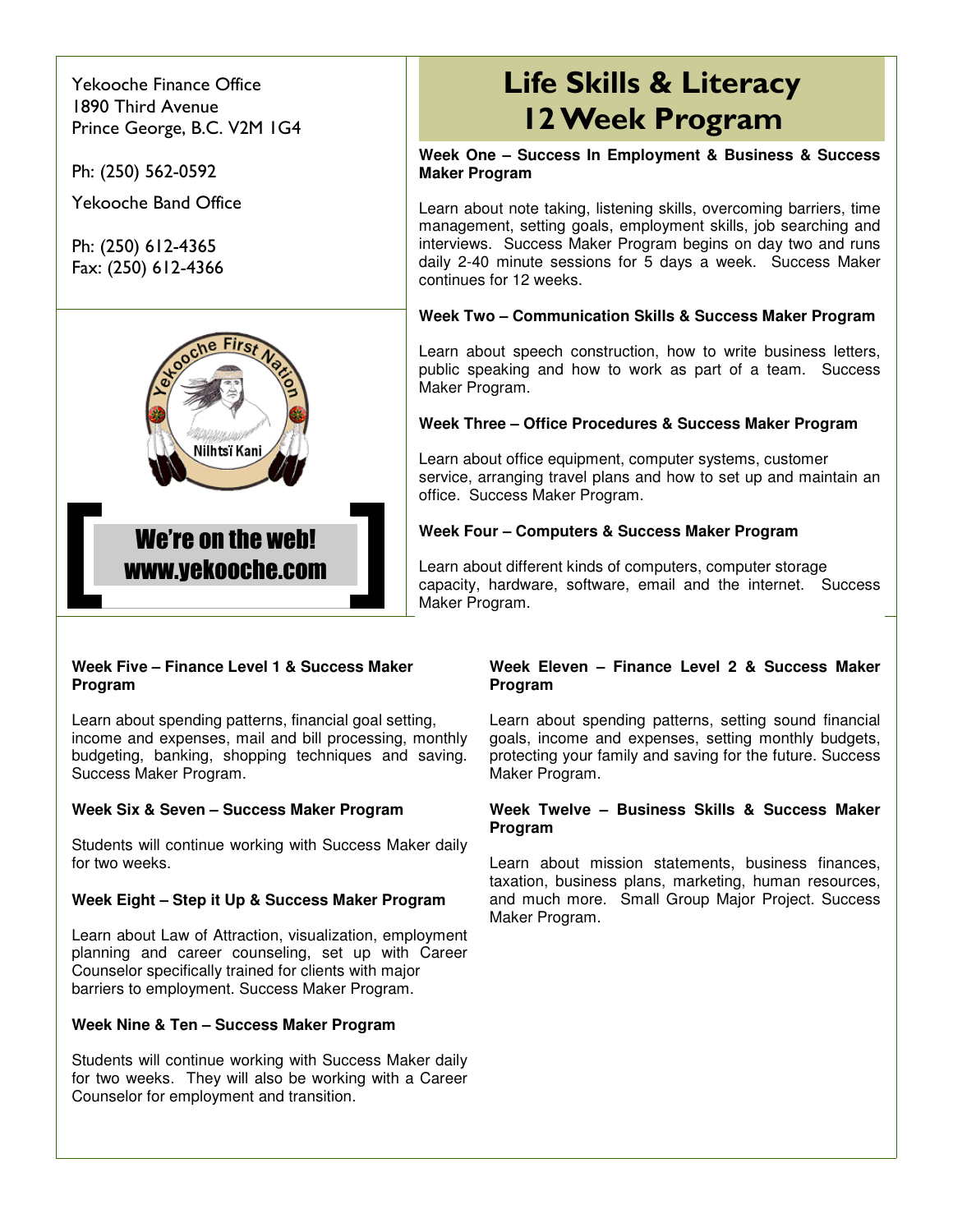Yekooche Finance Office
1890 Third Avenue
Prince George, B.C. V2M 1G4

Ph: (250) 562-0592

Yekooche Band Office

Ph: (250) 612-4365
Fax: (250) 612-4366

Yekooche First Nation
Nilhtsï Kani

We're on the web!
www.yekooche.com

# Life Skills & Literacy 12 Week Program

**Week One – Success In Employment & Business & Success Maker Program**

Learn about note taking, listening skills, overcoming barriers, time management, setting goals, employment skills, job searching and interviews. Success Maker Program begins on day two and runs daily 2-40 minute sessions for 5 days a week. Success Maker continues for 12 weeks.

**Week Two – Communication Skills & Success Maker Program**

Learn about speech construction, how to write business letters, public speaking and how to work as part of a team. Success Maker Program.

**Week Three – Office Procedures & Success Maker Program**

Learn about office equipment, computer systems, customer service, arranging travel plans and how to set up and maintain an office. Success Maker Program.

**Week Four – Computers & Success Maker Program**

Learn about different kinds of computers, computer storage capacity, hardware, software, email and the internet. Success Maker Program.

**Week Five – Finance Level 1 & Success Maker Program**

Learn about spending patterns, financial goal setting, income and expenses, mail and bill processing, monthly budgeting, banking, shopping techniques and saving. Success Maker Program.

**Week Six & Seven – Success Maker Program**

Students will continue working with Success Maker daily for two weeks.

**Week Eight – Step it Up & Success Maker Program**

Learn about Law of Attraction, visualization, employment planning and career counseling, set up with Career Counselor specifically trained for clients with major barriers to employment. Success Maker Program.

**Week Nine & Ten – Success Maker Program**

Students will continue working with Success Maker daily for two weeks. They will also be working with a Career Counselor for employment and transition.

**Week Eleven – Finance Level 2 & Success Maker Program**

Learn about spending patterns, setting sound financial goals, income and expenses, setting monthly budgets, protecting your family and saving for the future. Success Maker Program.

**Week Twelve – Business Skills & Success Maker Program**

Learn about mission statements, business finances, taxation, business plans, marketing, human resources, and much more. Small Group Major Project. Success Maker Program.